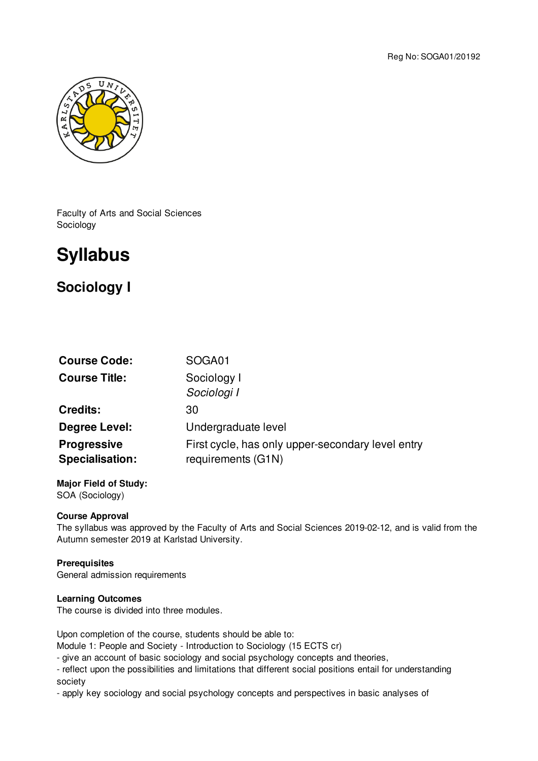Reg No: SOGA01/20192

Faculty of Arts and Social Sciences
Sociology

# Syllabus

## Sociology I

| | |
|---|---|
| **Course Code:** | SOGA01 |
| **Course Title:** | Sociology I<br>*Sociologi I* |
| **Credits:** | 30 |
| **Degree Level:** | Undergraduate level |
| **Progressive Specialisation:** | First cycle, has only upper-secondary level entry requirements (G1N) |

**Major Field of Study:**
SOA (Sociology)

**Course Approval**
The syllabus was approved by the Faculty of Arts and Social Sciences 2019-02-12, and is valid from the Autumn semester 2019 at Karlstad University.

**Prerequisites**
General admission requirements

**Learning Outcomes**
The course is divided into three modules.

Upon completion of the course, students should be able to:
Module 1: People and Society - Introduction to Sociology (15 ECTS cr)
- give an account of basic sociology and social psychology concepts and theories,
- reflect upon the possibilities and limitations that different social positions entail for understanding society
- apply key sociology and social psychology concepts and perspectives in basic analyses of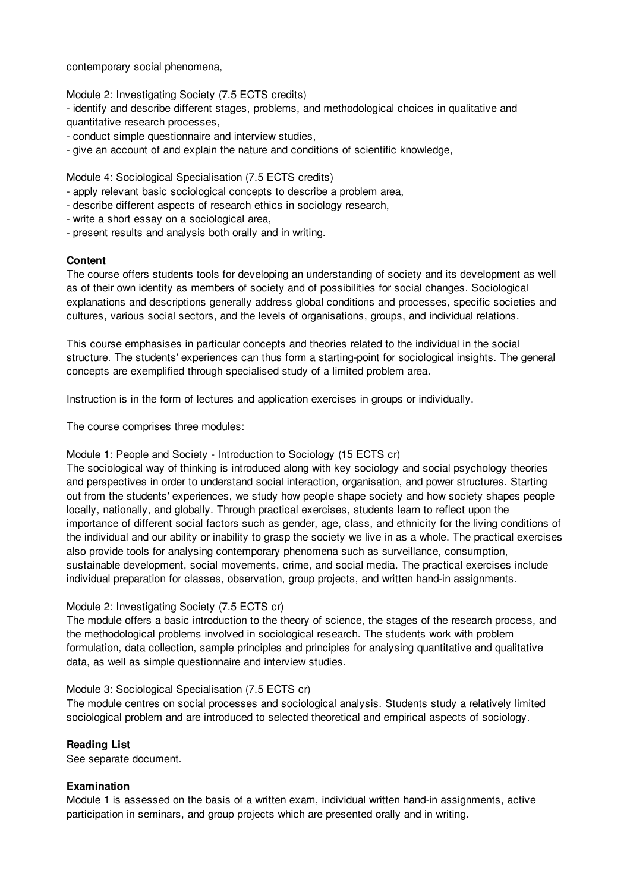contemporary social phenomena,

Module 2: Investigating Society (7.5 ECTS credits)
- identify and describe different stages, problems, and methodological choices in qualitative and quantitative research processes,
- conduct simple questionnaire and interview studies,
- give an account of and explain the nature and conditions of scientific knowledge,

Module 4: Sociological Specialisation (7.5 ECTS credits)
- apply relevant basic sociological concepts to describe a problem area,
- describe different aspects of research ethics in sociology research,
- write a short essay on a sociological area,
- present results and analysis both orally and in writing.

**Content**

The course offers students tools for developing an understanding of society and its development as well as of their own identity as members of society and of possibilities for social changes. Sociological explanations and descriptions generally address global conditions and processes, specific societies and cultures, various social sectors, and the levels of organisations, groups, and individual relations.

This course emphasises in particular concepts and theories related to the individual in the social structure. The students' experiences can thus form a starting-point for sociological insights. The general concepts are exemplified through specialised study of a limited problem area.

Instruction is in the form of lectures and application exercises in groups or individually.

The course comprises three modules:

Module 1: People and Society - Introduction to Sociology (15 ECTS cr)
The sociological way of thinking is introduced along with key sociology and social psychology theories and perspectives in order to understand social interaction, organisation, and power structures. Starting out from the students' experiences, we study how people shape society and how society shapes people locally, nationally, and globally. Through practical exercises, students learn to reflect upon the importance of different social factors such as gender, age, class, and ethnicity for the living conditions of the individual and our ability or inability to grasp the society we live in as a whole. The practical exercises also provide tools for analysing contemporary phenomena such as surveillance, consumption, sustainable development, social movements, crime, and social media. The practical exercises include individual preparation for classes, observation, group projects, and written hand-in assignments.

Module 2: Investigating Society (7.5 ECTS cr)
The module offers a basic introduction to the theory of science, the stages of the research process, and the methodological problems involved in sociological research. The students work with problem formulation, data collection, sample principles and principles for analysing quantitative and qualitative data, as well as simple questionnaire and interview studies.

Module 3: Sociological Specialisation (7.5 ECTS cr)
The module centres on social processes and sociological analysis. Students study a relatively limited sociological problem and are introduced to selected theoretical and empirical aspects of sociology.

**Reading List**

See separate document.

**Examination**

Module 1 is assessed on the basis of a written exam, individual written hand-in assignments, active participation in seminars, and group projects which are presented orally and in writing.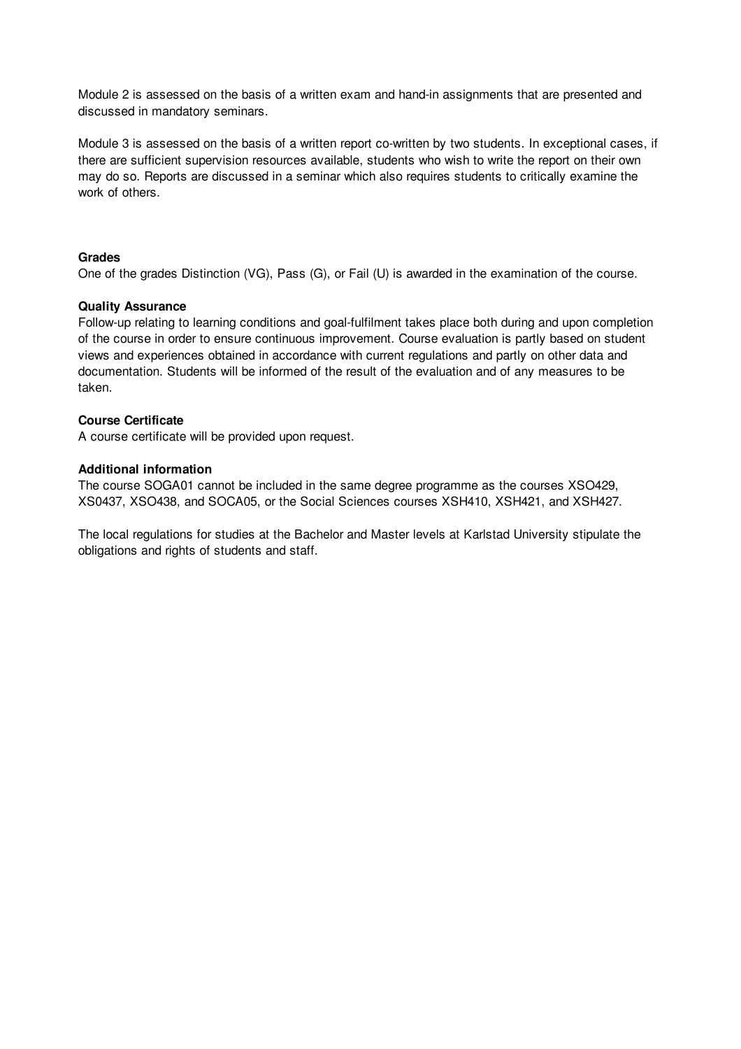Module 2 is assessed on the basis of a written exam and hand-in assignments that are presented and discussed in mandatory seminars.

Module 3 is assessed on the basis of a written report co-written by two students. In exceptional cases, if there are sufficient supervision resources available, students who wish to write the report on their own may do so. Reports are discussed in a seminar which also requires students to critically examine the work of others.

**Grades**
One of the grades Distinction (VG), Pass (G), or Fail (U) is awarded in the examination of the course.

**Quality Assurance**
Follow-up relating to learning conditions and goal-fulfilment takes place both during and upon completion of the course in order to ensure continuous improvement. Course evaluation is partly based on student views and experiences obtained in accordance with current regulations and partly on other data and documentation. Students will be informed of the result of the evaluation and of any measures to be taken.

**Course Certificate**
A course certificate will be provided upon request.

**Additional information**
The course SOGA01 cannot be included in the same degree programme as the courses XSO429, XS0437, XSO438, and SOCA05, or the Social Sciences courses XSH410, XSH421, and XSH427.

The local regulations for studies at the Bachelor and Master levels at Karlstad University stipulate the obligations and rights of students and staff.